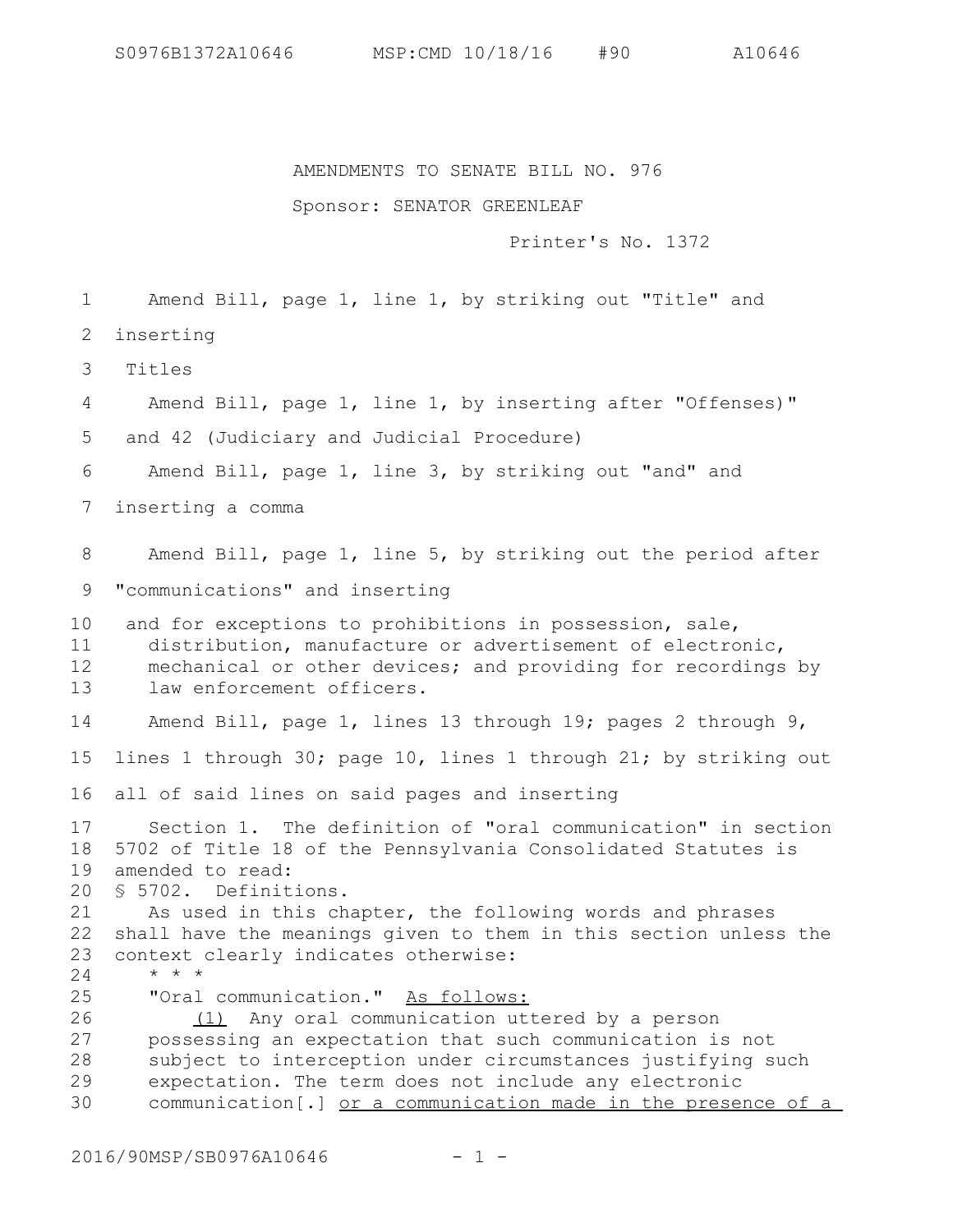AMENDMENTS TO SENATE BILL NO. 976

Sponsor: SENATOR GREENLEAF

Printer's No. 1372

Amend Bill, page 1, line 1, by striking out "Title" and inserting

Titles

Amend Bill, page 1, line 1, by inserting after "Offenses)"

and 42 (Judiciary and Judicial Procedure)

Amend Bill, page 1, line 3, by striking out "and" and inserting a comma

Amend Bill, page 1, line 5, by striking out the period after "communications" and inserting

and for exceptions to prohibitions in possession, sale, distribution, manufacture or advertisement of electronic, mechanical or other devices; and providing for recordings by law enforcement officers.

Amend Bill, page 1, lines 13 through 19; pages 2 through 9, lines 1 through 30; page 10, lines 1 through 21; by striking out all of said lines on said pages and inserting

Section 1. The definition of "oral communication" in section 5702 of Title 18 of the Pennsylvania Consolidated Statutes is amended to read:

§ 5702. Definitions.

As used in this chapter, the following words and phrases shall have the meanings given to them in this section unless the context clearly indicates otherwise:

\* \* \*

"Oral communication." <u>As follows:</u>

<u>(1)</u> Any oral communication uttered by a person possessing an expectation that such communication is not subject to interception under circumstances justifying such expectation. The term does not include any electronic communication[.] <u>or a communication made in the presence of a</u>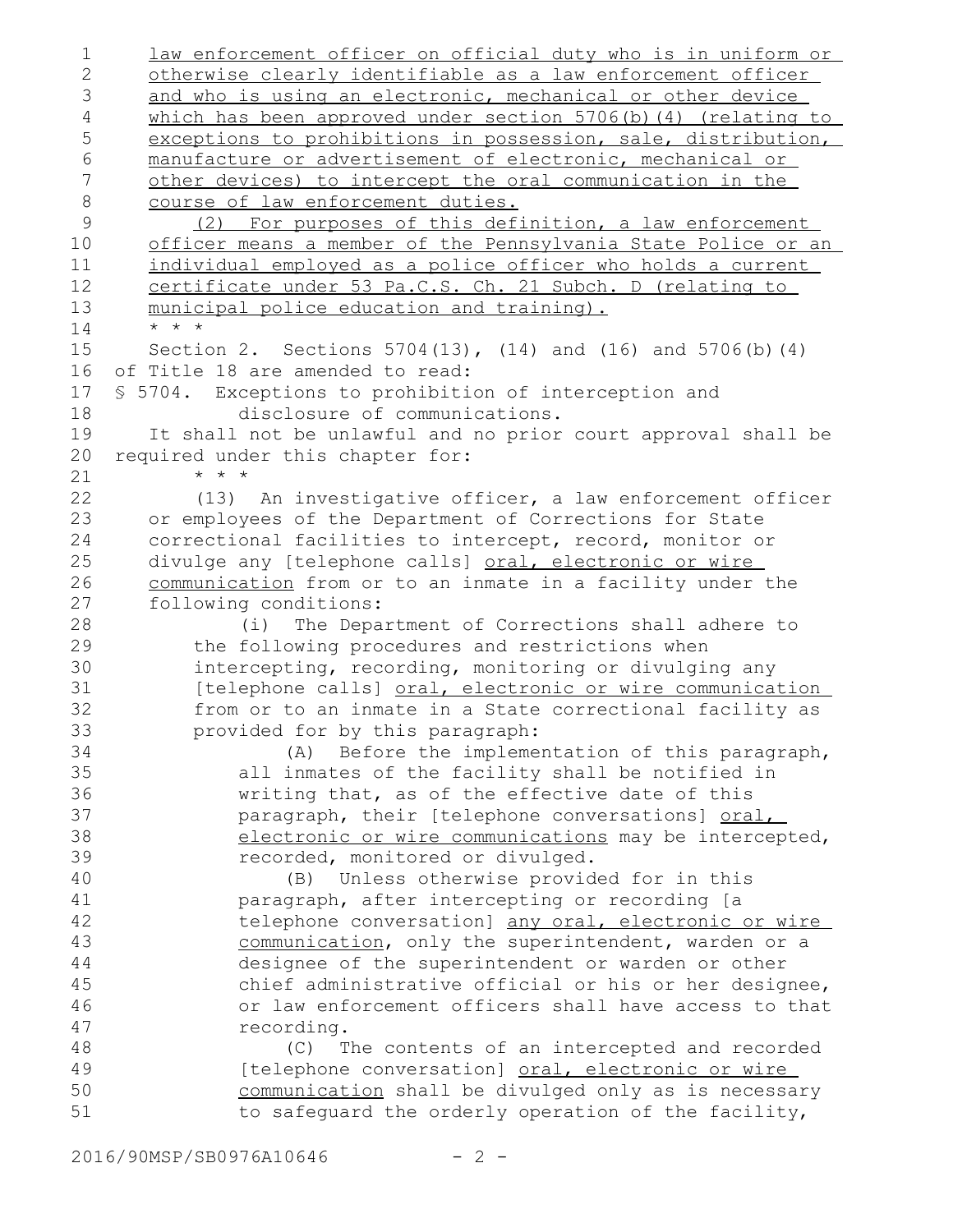law enforcement officer on official duty who is in uniform or otherwise clearly identifiable as a law enforcement officer and who is using an electronic, mechanical or other device which has been approved under section 5706(b)(4) (relating to exceptions to prohibitions in possession, sale, distribution, manufacture or advertisement of electronic, mechanical or other devices) to intercept the oral communication in the course of law enforcement duties.

(2) For purposes of this definition, a law enforcement officer means a member of the Pennsylvania State Police or an individual employed as a police officer who holds a current certificate under 53 Pa.C.S. Ch. 21 Subch. D (relating to municipal police education and training).

\* \* \*

Section 2. Sections 5704(13), (14) and (16) and 5706(b)(4) of Title 18 are amended to read:

§ 5704. Exceptions to prohibition of interception and disclosure of communications.

It shall not be unlawful and no prior court approval shall be required under this chapter for:

\* \* \*

(13) An investigative officer, a law enforcement officer or employees of the Department of Corrections for State correctional facilities to intercept, record, monitor or divulge any [telephone calls] oral, electronic or wire communication from or to an inmate in a facility under the following conditions:

(i) The Department of Corrections shall adhere to the following procedures and restrictions when intercepting, recording, monitoring or divulging any [telephone calls] oral, electronic or wire communication from or to an inmate in a State correctional facility as provided for by this paragraph:

(A) Before the implementation of this paragraph, all inmates of the facility shall be notified in writing that, as of the effective date of this paragraph, their [telephone conversations] oral, electronic or wire communications may be intercepted, recorded, monitored or divulged.

(B) Unless otherwise provided for in this paragraph, after intercepting or recording [a telephone conversation] any oral, electronic or wire communication, only the superintendent, warden or a designee of the superintendent or warden or other chief administrative official or his or her designee, or law enforcement officers shall have access to that recording.

(C) The contents of an intercepted and recorded [telephone conversation] oral, electronic or wire communication shall be divulged only as is necessary to safeguard the orderly operation of the facility,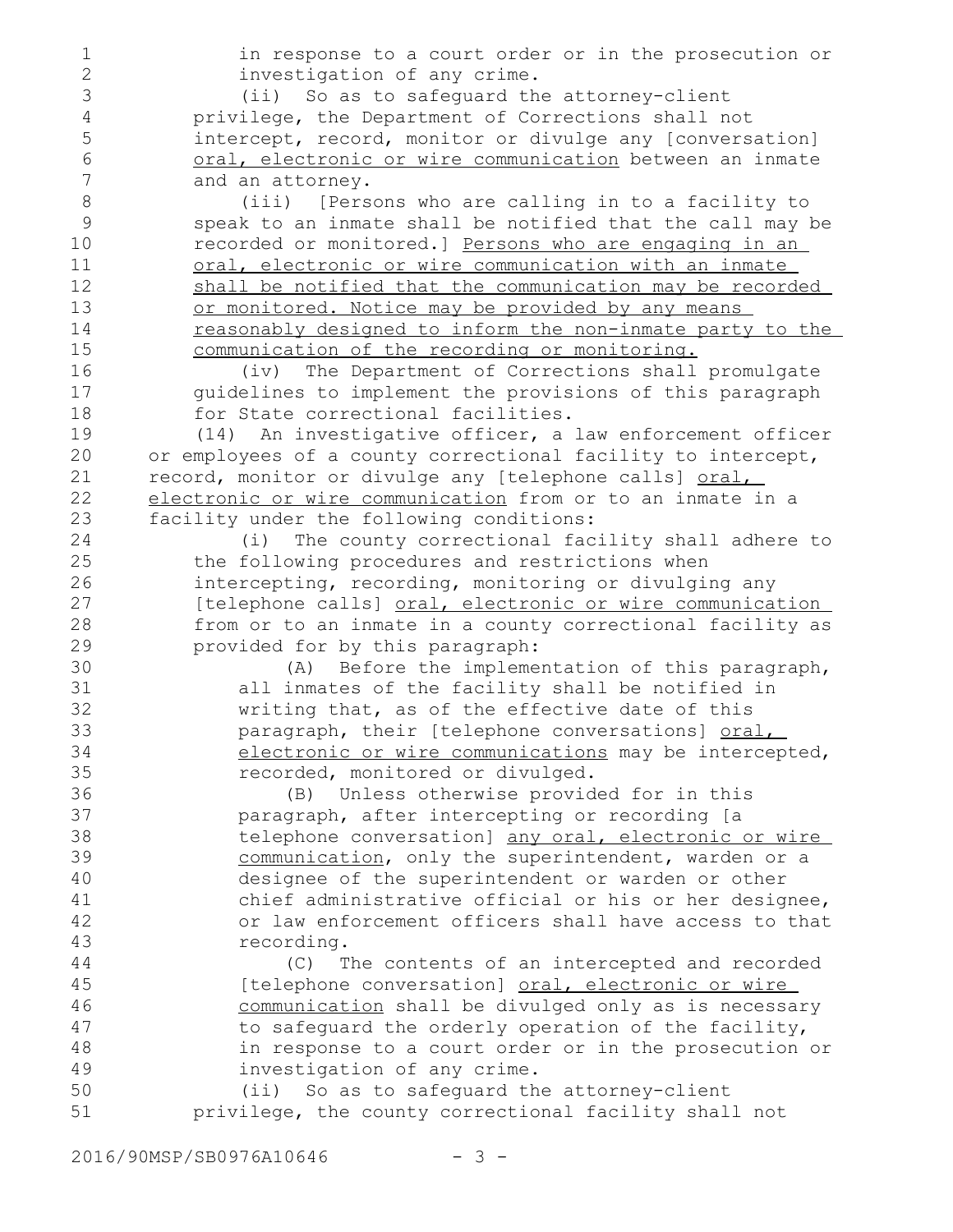in response to a court order or in the prosecution or investigation of any crime.

(ii) So as to safeguard the attorney-client privilege, the Department of Corrections shall not intercept, record, monitor or divulge any [conversation] <u>oral, electronic or wire communication</u> between an inmate and an attorney.

(iii) [Persons who are calling in to a facility to speak to an inmate shall be notified that the call may be recorded or monitored.] <u>Persons who are engaging in an oral, electronic or wire communication with an inmate shall be notified that the communication may be recorded or monitored. Notice may be provided by any means reasonably designed to inform the non-inmate party to the communication of the recording or monitoring.</u>

(iv) The Department of Corrections shall promulgate guidelines to implement the provisions of this paragraph for State correctional facilities.

(14) An investigative officer, a law enforcement officer or employees of a county correctional facility to intercept, record, monitor or divulge any [telephone calls] <u>oral, electronic or wire communication</u> from or to an inmate in a facility under the following conditions:

(i) The county correctional facility shall adhere to the following procedures and restrictions when intercepting, recording, monitoring or divulging any [telephone calls] <u>oral, electronic or wire communication</u> from or to an inmate in a county correctional facility as provided for by this paragraph:

(A) Before the implementation of this paragraph, all inmates of the facility shall be notified in writing that, as of the effective date of this paragraph, their [telephone conversations] <u>oral, electronic or wire communications</u> may be intercepted, recorded, monitored or divulged.

(B) Unless otherwise provided for in this paragraph, after intercepting or recording [a telephone conversation] <u>any oral, electronic or wire communication</u>, only the superintendent, warden or a designee of the superintendent or warden or other chief administrative official or his or her designee, or law enforcement officers shall have access to that recording.

(C) The contents of an intercepted and recorded [telephone conversation] <u>oral, electronic or wire communication</u> shall be divulged only as is necessary to safeguard the orderly operation of the facility, in response to a court order or in the prosecution or investigation of any crime.

(ii) So as to safeguard the attorney-client privilege, the county correctional facility shall not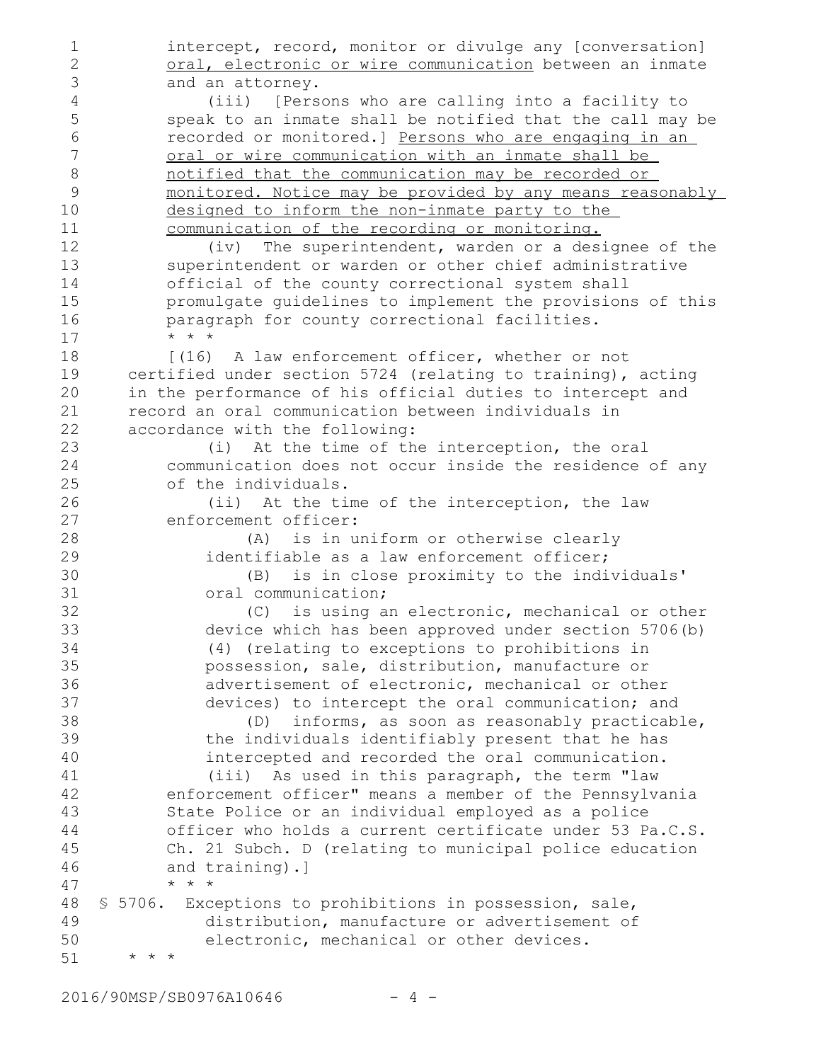intercept, record, monitor or divulge any [conversation] <u>oral, electronic or wire communication</u> between an inmate and an attorney.

(iii) [Persons who are calling into a facility to speak to an inmate shall be notified that the call may be recorded or monitored.] <u>Persons who are engaging in an oral or wire communication with an inmate shall be notified that the communication may be recorded or monitored. Notice may be provided by any means reasonably designed to inform the non-inmate party to the communication of the recording or monitoring.</u>

(iv) The superintendent, warden or a designee of the superintendent or warden or other chief administrative official of the county correctional system shall promulgate guidelines to implement the provisions of this paragraph for county correctional facilities.

* * *

[(16) A law enforcement officer, whether or not certified under section 5724 (relating to training), acting in the performance of his official duties to intercept and record an oral communication between individuals in accordance with the following:

(i) At the time of the interception, the oral communication does not occur inside the residence of any of the individuals.

(ii) At the time of the interception, the law enforcement officer:

(A) is in uniform or otherwise clearly identifiable as a law enforcement officer;

(B) is in close proximity to the individuals' oral communication;

(C) is using an electronic, mechanical or other device which has been approved under section 5706(b)(4) (relating to exceptions to prohibitions in possession, sale, distribution, manufacture or advertisement of electronic, mechanical or other devices) to intercept the oral communication; and

(D) informs, as soon as reasonably practicable, the individuals identifiably present that he has intercepted and recorded the oral communication.

(iii) As used in this paragraph, the term "law enforcement officer" means a member of the Pennsylvania State Police or an individual employed as a police officer who holds a current certificate under 53 Pa.C.S. Ch. 21 Subch. D (relating to municipal police education and training).]

* * *

§ 5706. Exceptions to prohibitions in possession, sale, distribution, manufacture or advertisement of electronic, mechanical or other devices.

* * *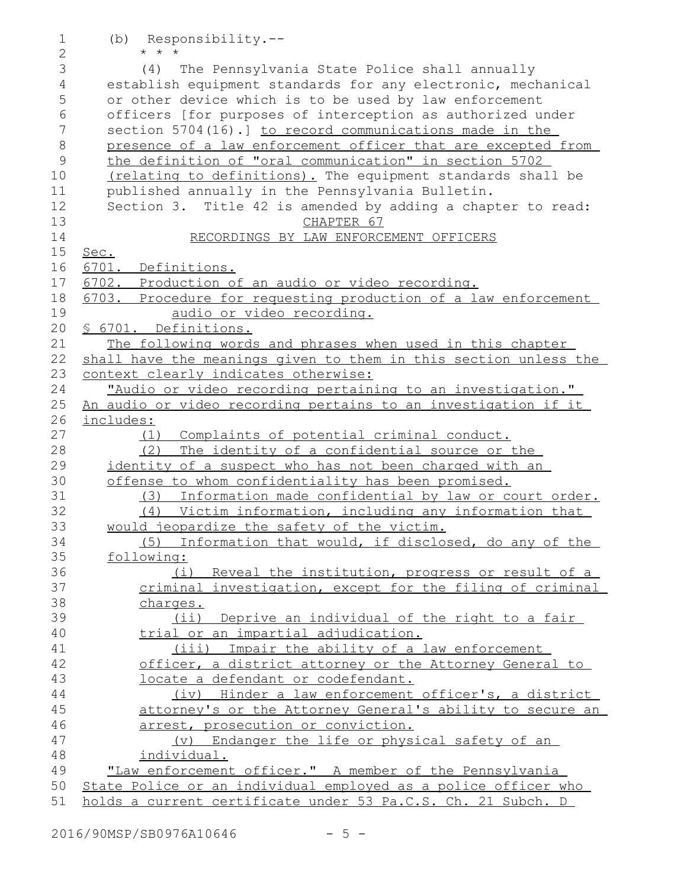(b) Responsibility.--

* * *

(4) The Pennsylvania State Police shall annually establish equipment standards for any electronic, mechanical or other device which is to be used by law enforcement officers [for purposes of interception as authorized under section 5704(16).] to record communications made in the presence of a law enforcement officer that are excepted from the definition of "oral communication" in section 5702 (relating to definitions). The equipment standards shall be published annually in the Pennsylvania Bulletin.

Section 3. Title 42 is amended by adding a chapter to read:

CHAPTER 67

RECORDINGS BY LAW ENFORCEMENT OFFICERS

Sec.

6701. Definitions.

6702. Production of an audio or video recording.

6703. Procedure for requesting production of a law enforcement audio or video recording.

§ 6701. Definitions.

The following words and phrases when used in this chapter shall have the meanings given to them in this section unless the context clearly indicates otherwise:

"Audio or video recording pertaining to an investigation." An audio or video recording pertains to an investigation if it includes:

(1) Complaints of potential criminal conduct.

(2) The identity of a confidential source or the identity of a suspect who has not been charged with an offense to whom confidentiality has been promised.

(3) Information made confidential by law or court order.

(4) Victim information, including any information that would jeopardize the safety of the victim.

(5) Information that would, if disclosed, do any of the following:

(i) Reveal the institution, progress or result of a criminal investigation, except for the filing of criminal charges.

(ii) Deprive an individual of the right to a fair trial or an impartial adjudication.

(iii) Impair the ability of a law enforcement officer, a district attorney or the Attorney General to locate a defendant or codefendant.

(iv) Hinder a law enforcement officer's, a district attorney's or the Attorney General's ability to secure an arrest, prosecution or conviction.

(v) Endanger the life or physical safety of an individual.

"Law enforcement officer." A member of the Pennsylvania State Police or an individual employed as a police officer who holds a current certificate under 53 Pa.C.S. Ch. 21 Subch. D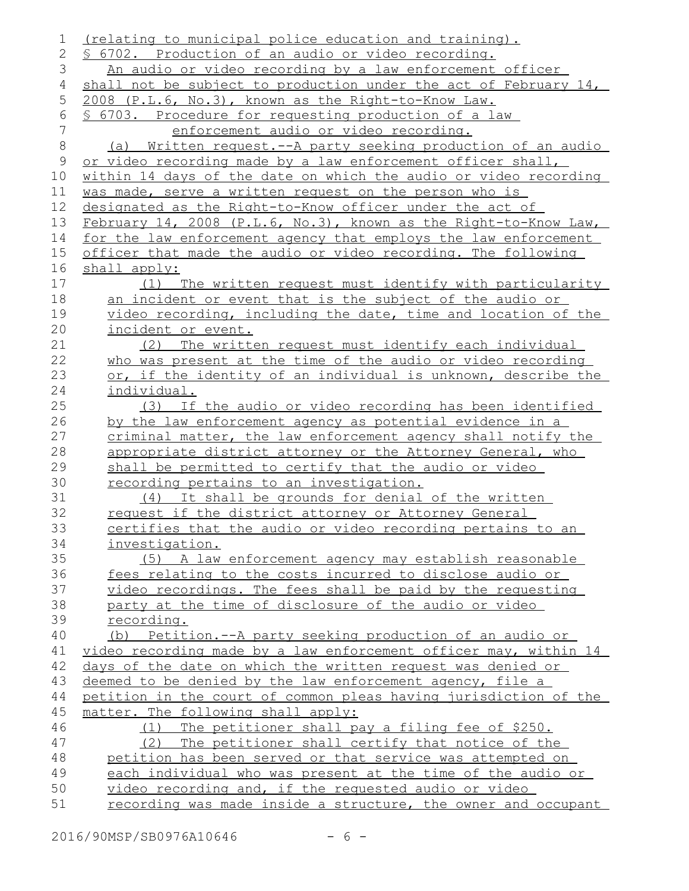(relating to municipal police education and training).

§ 6702. Production of an audio or video recording.

An audio or video recording by a law enforcement officer shall not be subject to production under the act of February 14, 2008 (P.L.6, No.3), known as the Right-to-Know Law.

§ 6703. Procedure for requesting production of a law enforcement audio or video recording.

(a) Written request.--A party seeking production of an audio or video recording made by a law enforcement officer shall, within 14 days of the date on which the audio or video recording was made, serve a written request on the person who is designated as the Right-to-Know officer under the act of February 14, 2008 (P.L.6, No.3), known as the Right-to-Know Law, for the law enforcement agency that employs the law enforcement officer that made the audio or video recording. The following shall apply:

(1) The written request must identify with particularity an incident or event that is the subject of the audio or video recording, including the date, time and location of the incident or event.

(2) The written request must identify each individual who was present at the time of the audio or video recording or, if the identity of an individual is unknown, describe the individual.

(3) If the audio or video recording has been identified by the law enforcement agency as potential evidence in a criminal matter, the law enforcement agency shall notify the appropriate district attorney or the Attorney General, who shall be permitted to certify that the audio or video recording pertains to an investigation.

(4) It shall be grounds for denial of the written request if the district attorney or Attorney General certifies that the audio or video recording pertains to an investigation.

(5) A law enforcement agency may establish reasonable fees relating to the costs incurred to disclose audio or video recordings. The fees shall be paid by the requesting party at the time of disclosure of the audio or video recording.

(b) Petition.--A party seeking production of an audio or video recording made by a law enforcement officer may, within 14 days of the date on which the written request was denied or deemed to be denied by the law enforcement agency, file a petition in the court of common pleas having jurisdiction of the matter. The following shall apply:

(1) The petitioner shall pay a filing fee of $250.

(2) The petitioner shall certify that notice of the petition has been served or that service was attempted on each individual who was present at the time of the audio or video recording and, if the requested audio or video recording was made inside a structure, the owner and occupant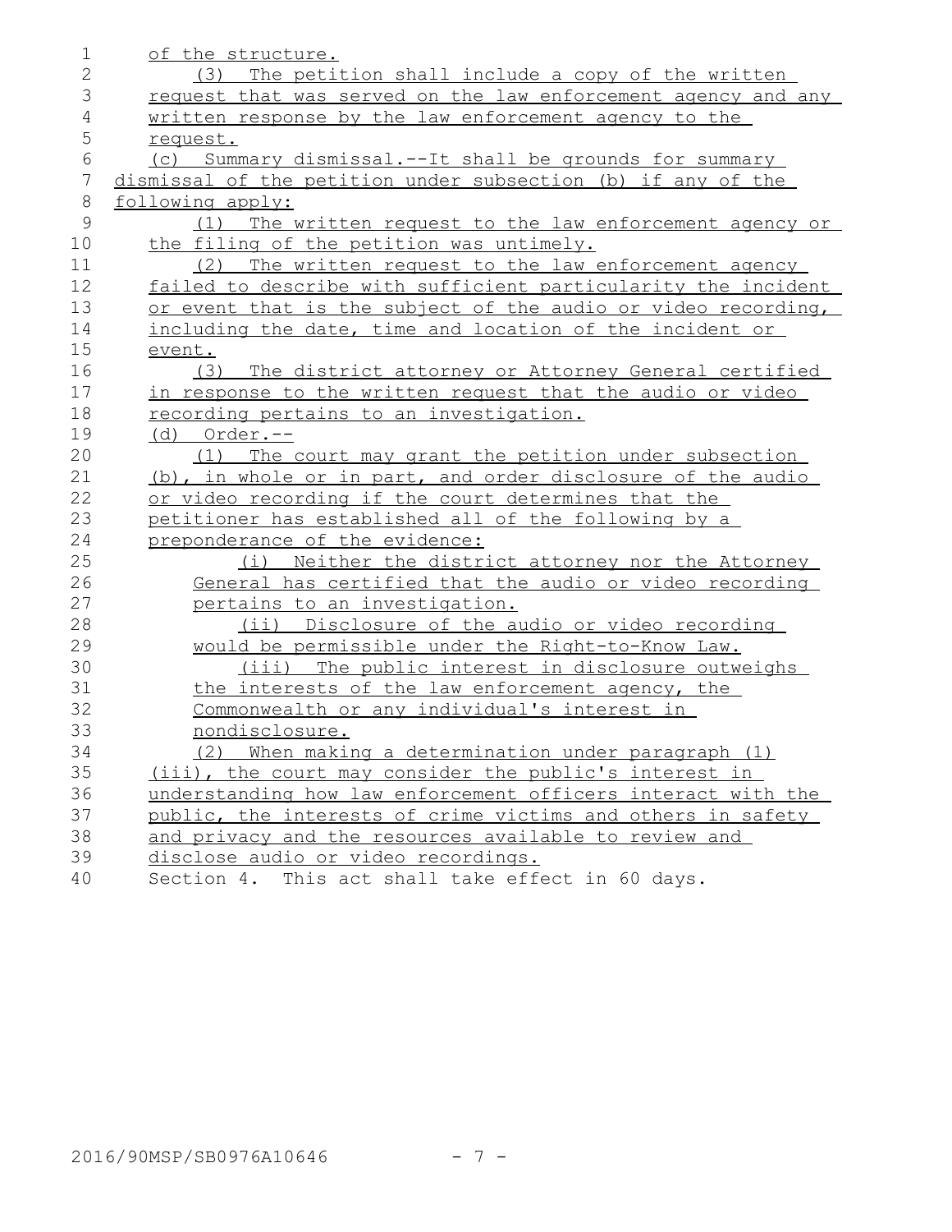of the structure.

(3) The petition shall include a copy of the written request that was served on the law enforcement agency and any written response by the law enforcement agency to the request.

(c) Summary dismissal.--It shall be grounds for summary dismissal of the petition under subsection (b) if any of the following apply:

(1) The written request to the law enforcement agency or the filing of the petition was untimely.

(2) The written request to the law enforcement agency failed to describe with sufficient particularity the incident or event that is the subject of the audio or video recording, including the date, time and location of the incident or event.

(3) The district attorney or Attorney General certified in response to the written request that the audio or video recording pertains to an investigation.

(d) Order.--

(1) The court may grant the petition under subsection (b), in whole or in part, and order disclosure of the audio or video recording if the court determines that the petitioner has established all of the following by a preponderance of the evidence:

(i) Neither the district attorney nor the Attorney General has certified that the audio or video recording pertains to an investigation.

(ii) Disclosure of the audio or video recording would be permissible under the Right-to-Know Law.

(iii) The public interest in disclosure outweighs the interests of the law enforcement agency, the Commonwealth or any individual's interest in nondisclosure.

(2) When making a determination under paragraph (1)(iii), the court may consider the public's interest in understanding how law enforcement officers interact with the public, the interests of crime victims and others in safety and privacy and the resources available to review and disclose audio or video recordings.

Section 4. This act shall take effect in 60 days.

2016/90MSP/SB0976A10646